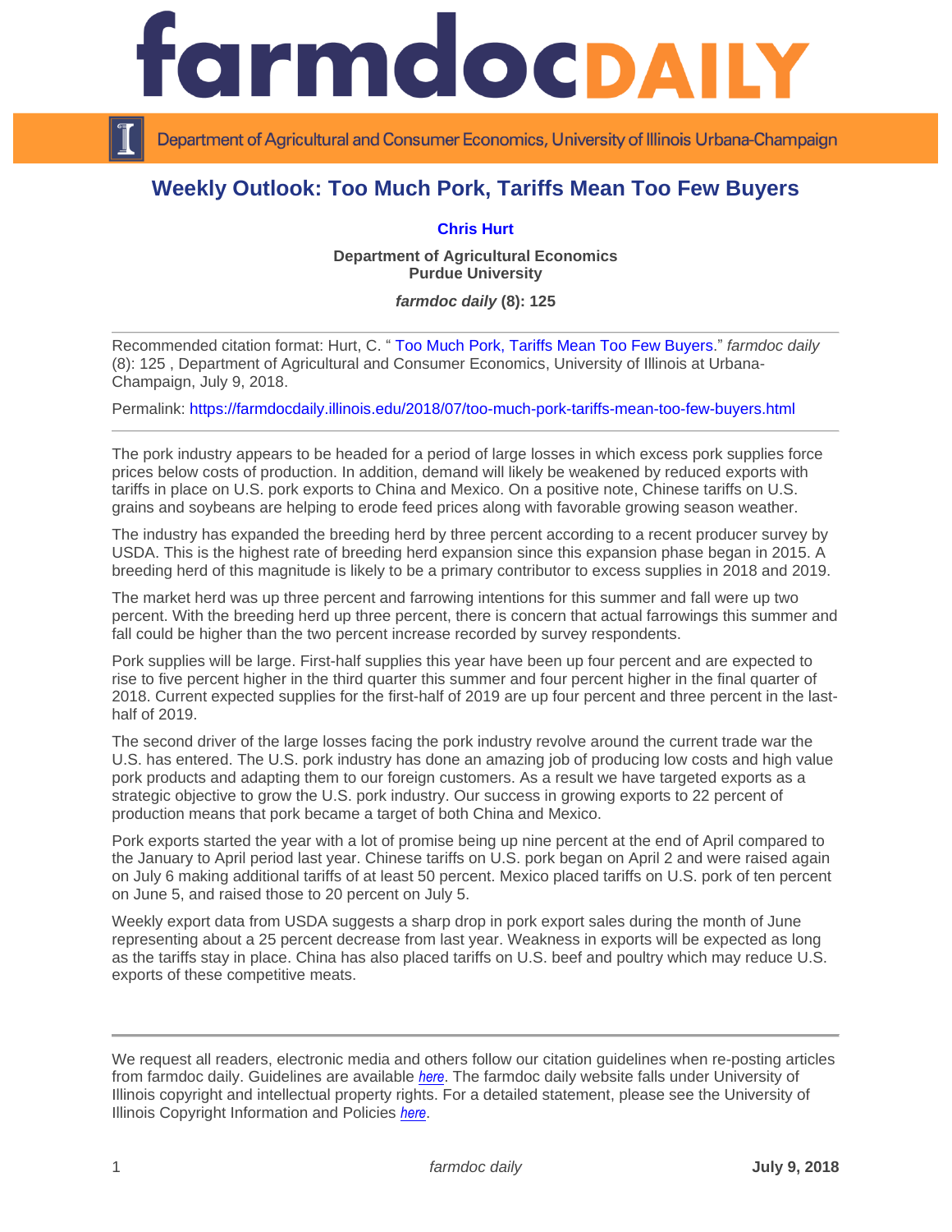# farmdoc DAILY

Department of Agricultural and Consumer Economics, University of Illinois Urbana-Champaign

## Weekly Outlook: Too Much Pork, Tariffs Mean Too Few Buyers

**Chris Hurt**

**Department of Agricultural Economics**
**Purdue University**

***farmdoc daily* (8): 125**

---

Recommended citation format: Hurt, C. " Too Much Pork, Tariffs Mean Too Few Buyers." *farmdoc daily* (8): 125 , Department of Agricultural and Consumer Economics, University of Illinois at Urbana-Champaign, July 9, 2018.

Permalink: https://farmdocdaily.illinois.edu/2018/07/too-much-pork-tariffs-mean-too-few-buyers.html

---

The pork industry appears to be headed for a period of large losses in which excess pork supplies force prices below costs of production. In addition, demand will likely be weakened by reduced exports with tariffs in place on U.S. pork exports to China and Mexico. On a positive note, Chinese tariffs on U.S. grains and soybeans are helping to erode feed prices along with favorable growing season weather.

The industry has expanded the breeding herd by three percent according to a recent producer survey by USDA. This is the highest rate of breeding herd expansion since this expansion phase began in 2015. A breeding herd of this magnitude is likely to be a primary contributor to excess supplies in 2018 and 2019.

The market herd was up three percent and farrowing intentions for this summer and fall were up two percent. With the breeding herd up three percent, there is concern that actual farrowings this summer and fall could be higher than the two percent increase recorded by survey respondents.

Pork supplies will be large. First-half supplies this year have been up four percent and are expected to rise to five percent higher in the third quarter this summer and four percent higher in the final quarter of 2018. Current expected supplies for the first-half of 2019 are up four percent and three percent in the last-half of 2019.

The second driver of the large losses facing the pork industry revolve around the current trade war the U.S. has entered. The U.S. pork industry has done an amazing job of producing low costs and high value pork products and adapting them to our foreign customers. As a result we have targeted exports as a strategic objective to grow the U.S. pork industry. Our success in growing exports to 22 percent of production means that pork became a target of both China and Mexico.

Pork exports started the year with a lot of promise being up nine percent at the end of April compared to the January to April period last year. Chinese tariffs on U.S. pork began on April 2 and were raised again on July 6 making additional tariffs of at least 50 percent. Mexico placed tariffs on U.S. pork of ten percent on June 5, and raised those to 20 percent on July 5.

Weekly export data from USDA suggests a sharp drop in pork export sales during the month of June representing about a 25 percent decrease from last year. Weakness in exports will be expected as long as the tariffs stay in place. China has also placed tariffs on U.S. beef and poultry which may reduce U.S. exports of these competitive meats.

---

We request all readers, electronic media and others follow our citation guidelines when re-posting articles from farmdoc daily. Guidelines are available *here*. The farmdoc daily website falls under University of Illinois copyright and intellectual property rights. For a detailed statement, please see the University of Illinois Copyright Information and Policies *here*.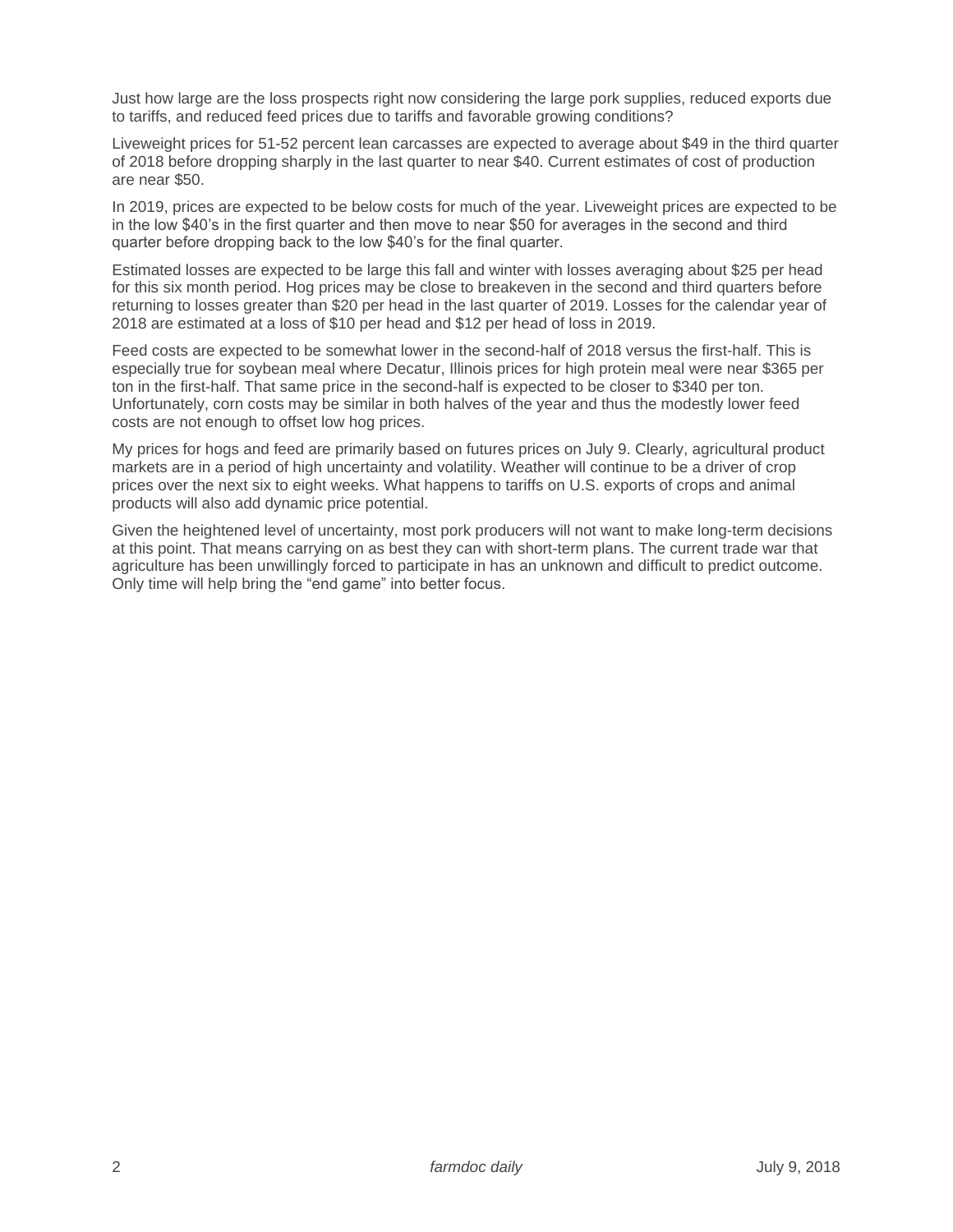Just how large are the loss prospects right now considering the large pork supplies, reduced exports due to tariffs, and reduced feed prices due to tariffs and favorable growing conditions?

Liveweight prices for 51-52 percent lean carcasses are expected to average about $49 in the third quarter of 2018 before dropping sharply in the last quarter to near $40. Current estimates of cost of production are near $50.

In 2019, prices are expected to be below costs for much of the year. Liveweight prices are expected to be in the low $40's in the first quarter and then move to near $50 for averages in the second and third quarter before dropping back to the low $40's for the final quarter.

Estimated losses are expected to be large this fall and winter with losses averaging about $25 per head for this six month period. Hog prices may be close to breakeven in the second and third quarters before returning to losses greater than $20 per head in the last quarter of 2019. Losses for the calendar year of 2018 are estimated at a loss of $10 per head and $12 per head of loss in 2019.

Feed costs are expected to be somewhat lower in the second-half of 2018 versus the first-half. This is especially true for soybean meal where Decatur, Illinois prices for high protein meal were near $365 per ton in the first-half. That same price in the second-half is expected to be closer to $340 per ton. Unfortunately, corn costs may be similar in both halves of the year and thus the modestly lower feed costs are not enough to offset low hog prices.

My prices for hogs and feed are primarily based on futures prices on July 9. Clearly, agricultural product markets are in a period of high uncertainty and volatility. Weather will continue to be a driver of crop prices over the next six to eight weeks. What happens to tariffs on U.S. exports of crops and animal products will also add dynamic price potential.

Given the heightened level of uncertainty, most pork producers will not want to make long-term decisions at this point. That means carrying on as best they can with short-term plans. The current trade war that agriculture has been unwillingly forced to participate in has an unknown and difficult to predict outcome. Only time will help bring the "end game" into better focus.